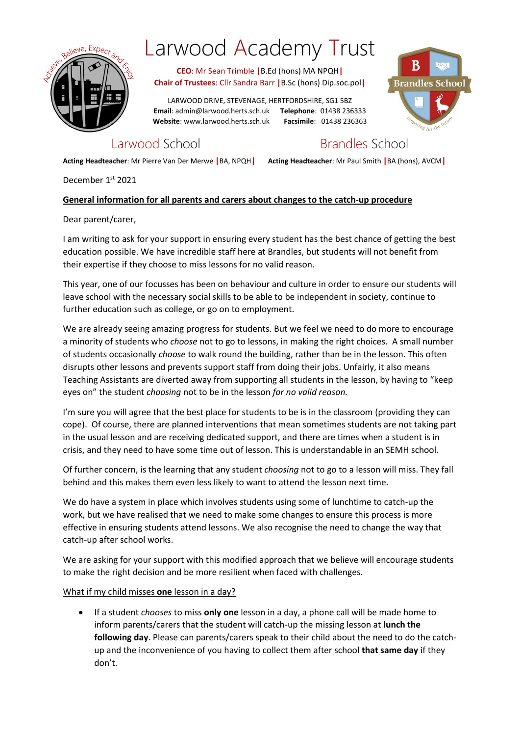# Larwood Academy Trust

**CEO**: Mr Sean Trimble |B.Ed (hons) MA NPQH|
**Chair of Trustees**: Cllr Sandra Barr |B.Sc (hons) Dip.soc.pol|

LARWOOD DRIVE, STEVENAGE, HERTFORDSHIRE, SG1 5BZ
**Email**: admin@larwood.herts.sch.uk **Telephone**: 01438 236333
**Website**: www.larwood.herts.sch.uk **Facsimile**: 01438 236363

## Larwood School

**Acting Headteacher**: Mr Pierre Van Der Merwe |BA, NPQH|

## Brandles School

**Acting Headteacher**: Mr Paul Smith |BA (hons), AVCM|

December 1st 2021

**General information for all parents and carers about changes to the catch-up procedure**

Dear parent/carer,

I am writing to ask for your support in ensuring every student has the best chance of getting the best education possible. We have incredible staff here at Brandles, but students will not benefit from their expertise if they choose to miss lessons for no valid reason.

This year, one of our focusses has been on behaviour and culture in order to ensure our students will leave school with the necessary social skills to be able to be independent in society, continue to further education such as college, or go on to employment.

We are already seeing amazing progress for students. But we feel we need to do more to encourage a minority of students who *choose* not to go to lessons, in making the right choices. A small number of students occasionally *choose* to walk round the building, rather than be in the lesson. This often disrupts other lessons and prevents support staff from doing their jobs. Unfairly, it also means Teaching Assistants are diverted away from supporting all students in the lesson, by having to "keep eyes on" the student *choosing* not to be in the lesson *for no valid reason.*

I'm sure you will agree that the best place for students to be is in the classroom (providing they can cope). Of course, there are planned interventions that mean sometimes students are not taking part in the usual lesson and are receiving dedicated support, and there are times when a student is in crisis, and they need to have some time out of lesson. This is understandable in an SEMH school.

Of further concern, is the learning that any student *choosing* not to go to a lesson will miss. They fall behind and this makes them even less likely to want to attend the lesson next time.

We do have a system in place which involves students using some of lunchtime to catch-up the work, but we have realised that we need to make some changes to ensure this process is more effective in ensuring students attend lessons. We also recognise the need to change the way that catch-up after school works.

We are asking for your support with this modified approach that we believe will encourage students to make the right decision and be more resilient when faced with challenges.

<u>What if my child misses **one** lesson in a day?</u>

- If a student *chooses* to miss **only one** lesson in a day, a phone call will be made home to inform parents/carers that the student will catch-up the missing lesson at **lunch the following day**. Please can parents/carers speak to their child about the need to do the catch-up and the inconvenience of you having to collect them after school **that same day** if they don't.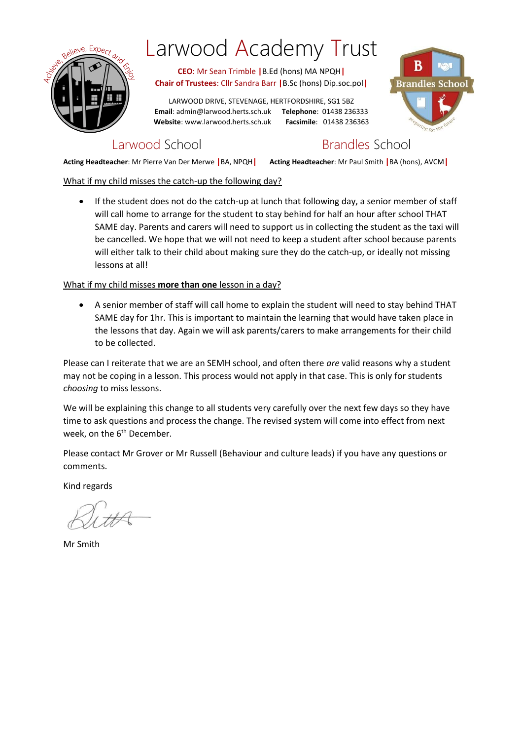# Larwood Academy Trust

**CEO**: Mr Sean Trimble | B.Ed (hons) MA NPQH |
**Chair of Trustees**: Cllr Sandra Barr | B.Sc (hons) Dip.soc.pol |

LARWOOD DRIVE, STEVENAGE, HERTFORDSHIRE, SG1 5BZ
**Email**: admin@larwood.herts.sch.uk **Telephone**: 01438 236333
**Website**: www.larwood.herts.sch.uk **Facsimile**: 01438 236363

## Larwood School

**Acting Headteacher**: Mr Pierre Van Der Merwe | BA, NPQH |

## Brandles School

**Acting Headteacher**: Mr Paul Smith | BA (hons), AVCM |

What if my child misses the catch-up the following day?

- If the student does not do the catch-up at lunch that following day, a senior member of staff will call home to arrange for the student to stay behind for half an hour after school THAT SAME day. Parents and carers will need to support us in collecting the student as the taxi will be cancelled. We hope that we will not need to keep a student after school because parents will either talk to their child about making sure they do the catch-up, or ideally not missing lessons at all!

What if my child misses **more than one** lesson in a day?

- A senior member of staff will call home to explain the student will need to stay behind THAT SAME day for 1hr. This is important to maintain the learning that would have taken place in the lessons that day. Again we will ask parents/carers to make arrangements for their child to be collected.

Please can I reiterate that we are an SEMH school, and often there *are* valid reasons why a student may not be coping in a lesson. This process would not apply in that case. This is only for students *choosing* to miss lessons.

We will be explaining this change to all students very carefully over the next few days so they have time to ask questions and process the change. The revised system will come into effect from next week, on the 6th December.

Please contact Mr Grover or Mr Russell (Behaviour and culture leads) if you have any questions or comments.

Kind regards

Mr Smith